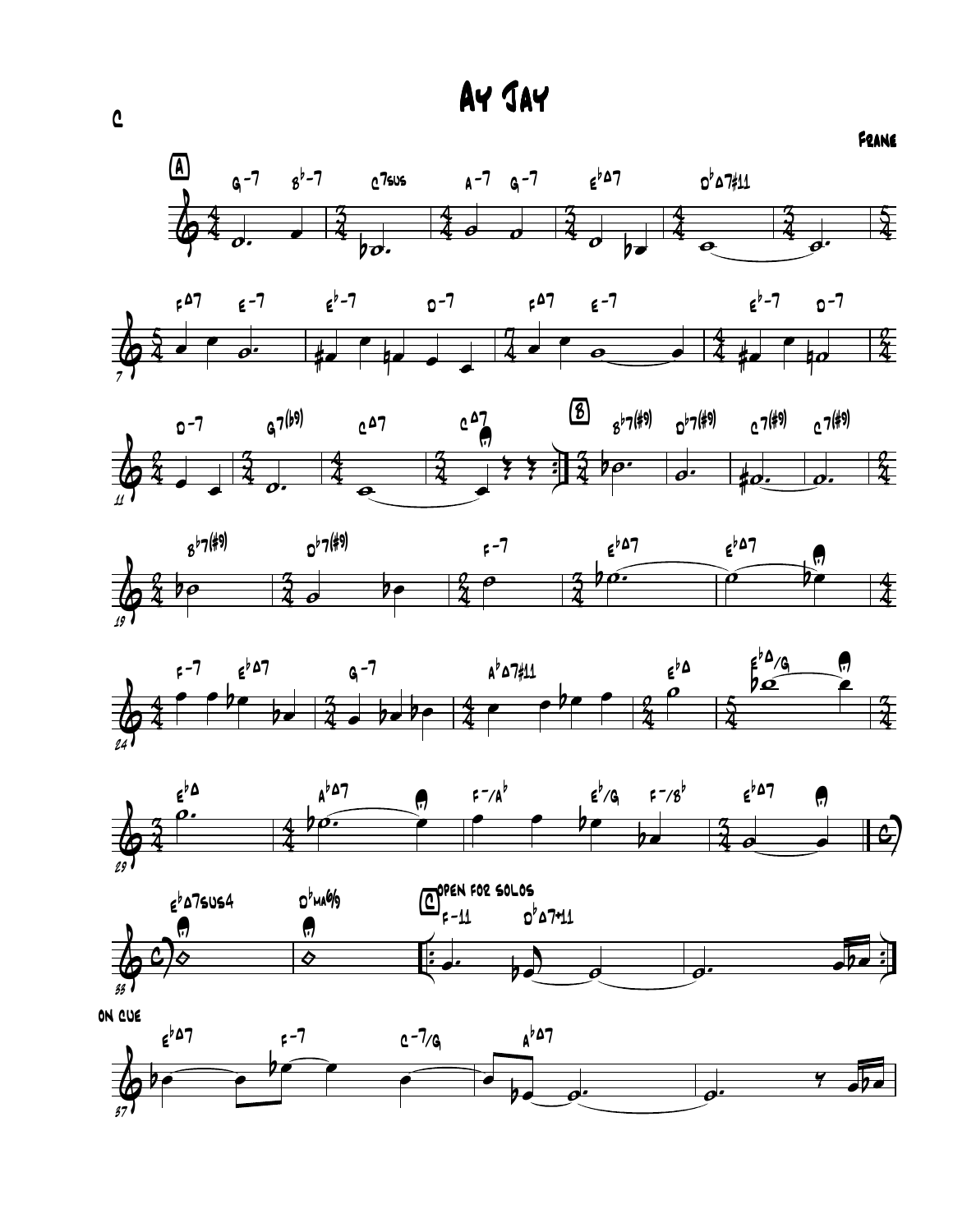C

# Ay Jay

Frane

A

G-7 B♭-7 C7sus A-7 G-7 E♭Δ7 D♭Δ7#11

FΔ7 E-7 E♭-7 D-7 FΔ7 E-7 E♭-7 D-7

D-7 G7(♭9) CΔ7 CΔ7

B

B♭7(#9) D♭7(#9) C7(#9) C7(#9)

B♭7(#9) D♭7(#9) F-7 E♭Δ7 E♭Δ7

F-7 E♭Δ7 G-7 A♭Δ7#11 E♭Δ E♭Δ/G

E♭Δ A♭Δ7 F-/A♭ E♭/G F-/B♭ E♭Δ7

E♭Δ7sus4 D♭ma6/9

C Open for solos

F-11 D♭Δ7+11

On cue

E♭Δ7 F-7 C-7/G A♭Δ7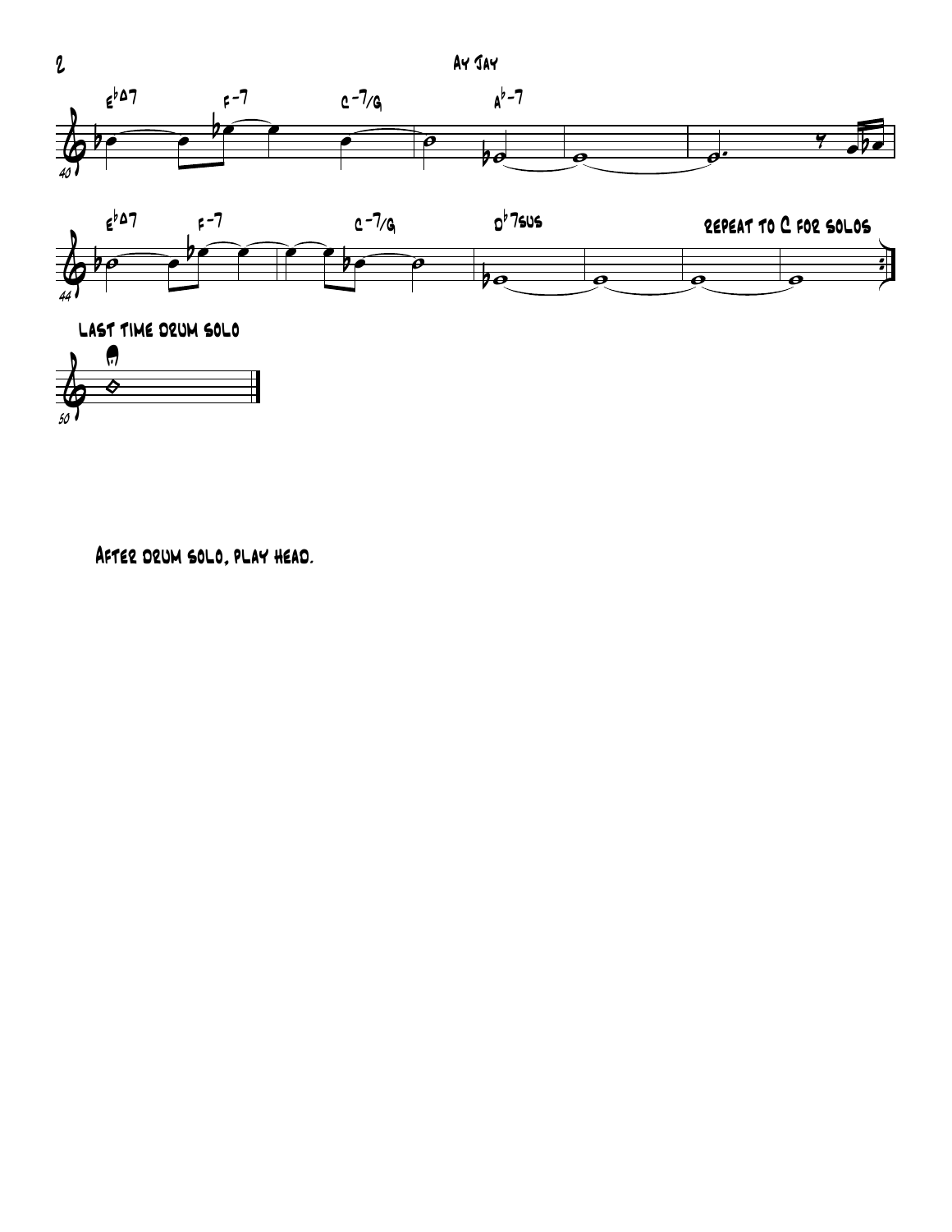Eb∆7 F-7 C-7/G Ab-7

Eb∆7 F-7 C-7/G Db7sus

REPEAT TO C FOR SOLOS

LAST TIME DRUM SOLO

After drum solo, play head.